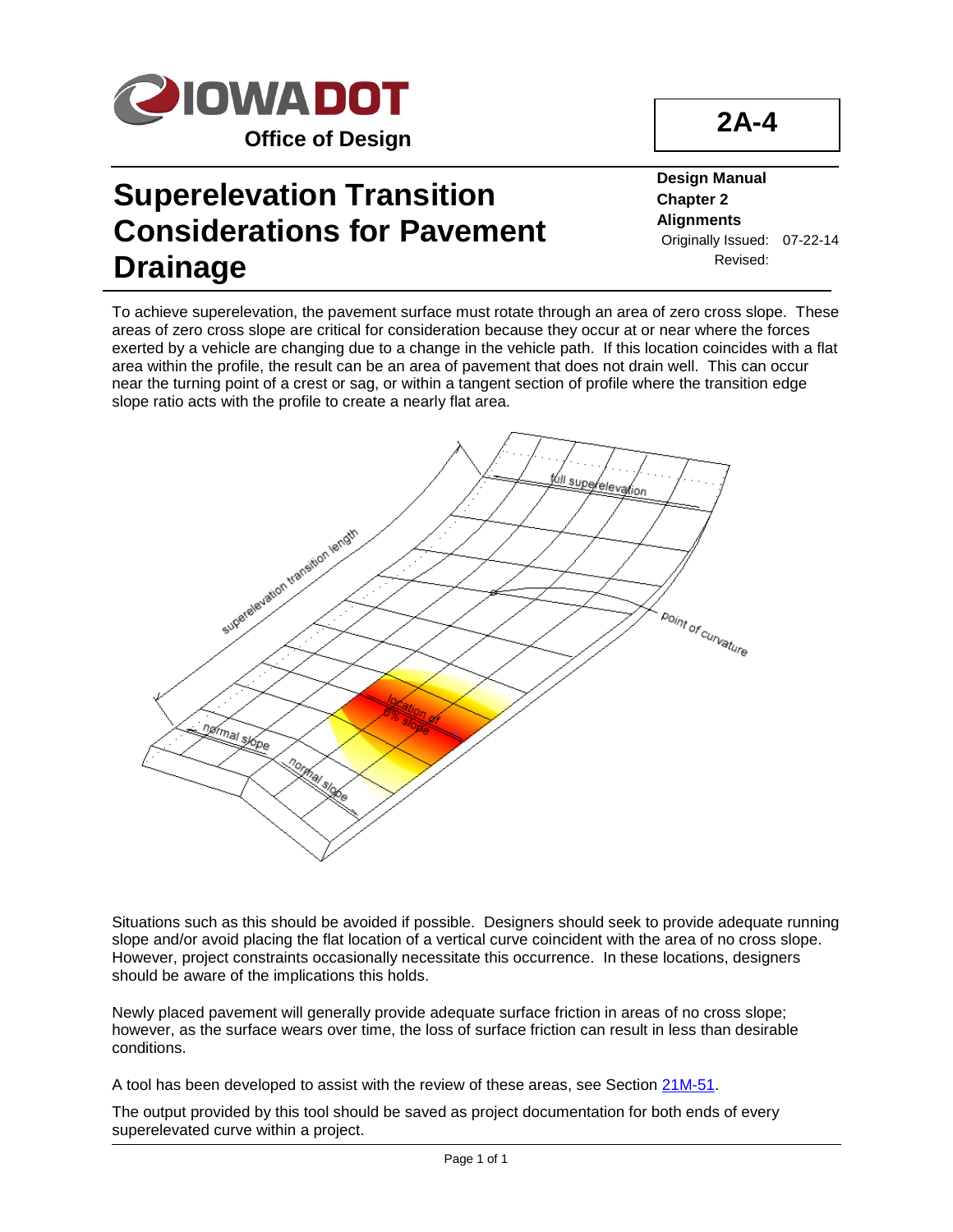2A-4

# Superelevation Transition Considerations for Pavement Drainage

**Design Manual**
**Chapter 2**
**Alignments**
Originally Issued: 07-22-14
Revised:

To achieve superelevation, the pavement surface must rotate through an area of zero cross slope. These areas of zero cross slope are critical for consideration because they occur at or near where the forces exerted by a vehicle are changing due to a change in the vehicle path. If this location coincides with a flat area within the profile, the result can be an area of pavement that does not drain well. This can occur near the turning point of a crest or sag, or within a tangent section of profile where the transition edge slope ratio acts with the profile to create a nearly flat area.

Situations such as this should be avoided if possible. Designers should seek to provide adequate running slope and/or avoid placing the flat location of a vertical curve coincident with the area of no cross slope. However, project constraints occasionally necessitate this occurrence. In these locations, designers should be aware of the implications this holds.

Newly placed pavement will generally provide adequate surface friction in areas of no cross slope; however, as the surface wears over time, the loss of surface friction can result in less than desirable conditions.

A tool has been developed to assist with the review of these areas, see Section 21M-51.

The output provided by this tool should be saved as project documentation for both ends of every superelevated curve within a project.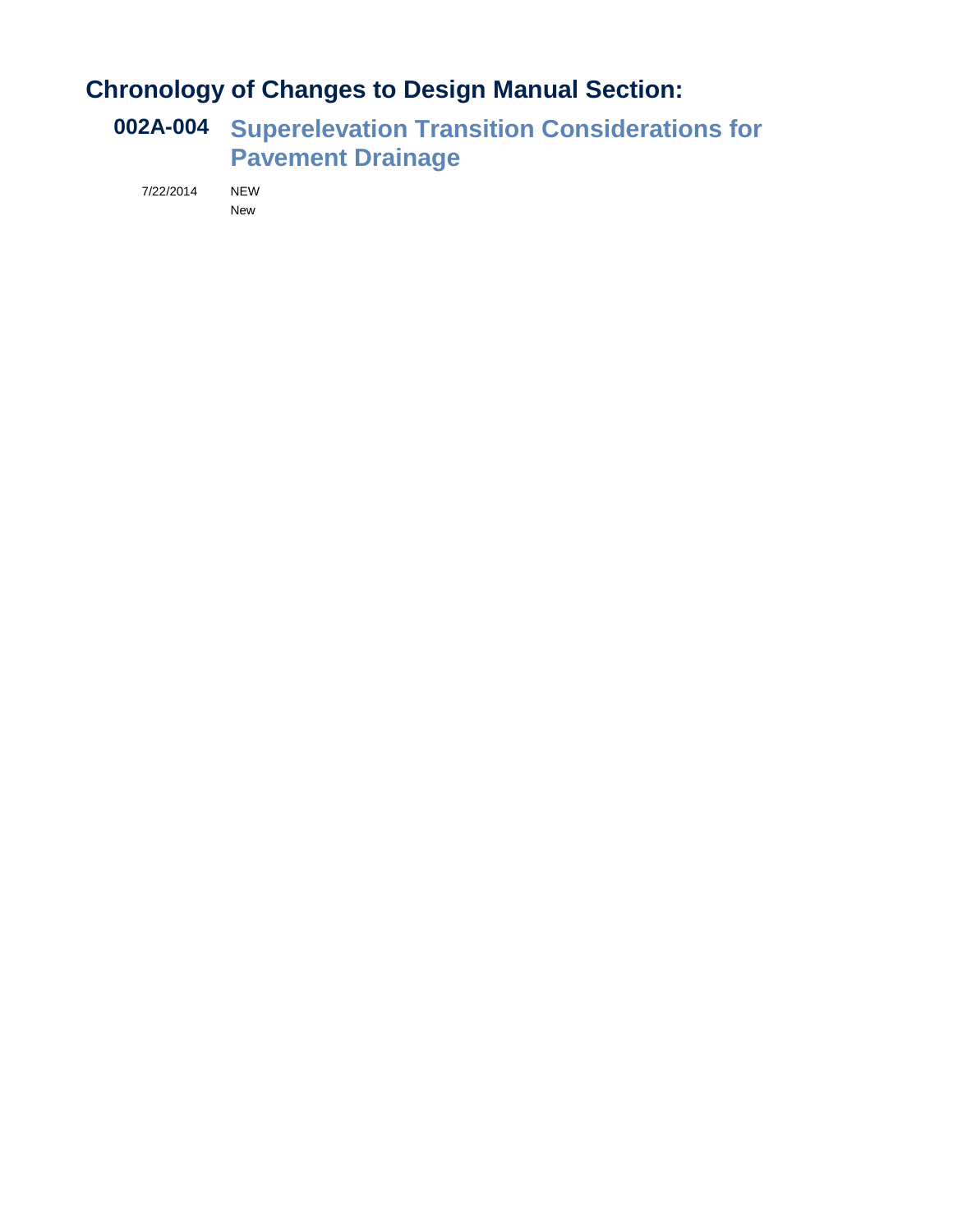# Chronology of Changes to Design Manual Section:

## 002A-004 Superelevation Transition Considerations for Pavement Drainage

7/22/2014 NEW

New